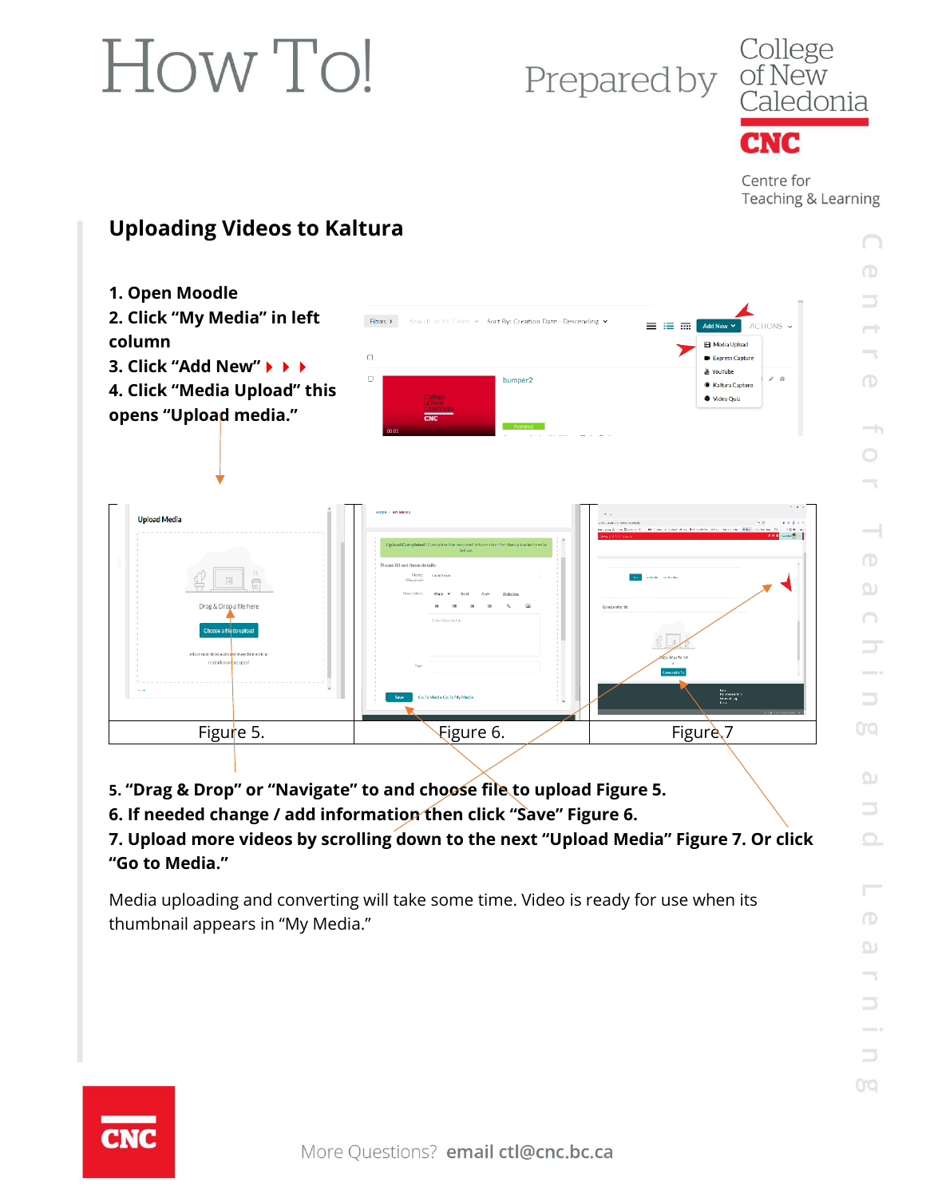# How To!

Prepared by College of New Caledonia CNC

Centre for Teaching & Learning

## Uploading Videos to Kaltura

**1. Open Moodle**
**2. Click "My Media" in left column**
**3. Click "Add New"**
**4. Click "Media Upload" this opens "Upload media."**

| Figure 5. | Figure 6. | Figure 7 |
|---|---|---|

**5. "Drag & Drop" or "Navigate" to and choose file to upload Figure 5.**
**6. If needed change / add information then click "Save" Figure 6.**
**7. Upload more videos by scrolling down to the next "Upload Media" Figure 7. Or click "Go to Media."**

Media uploading and converting will take some time. Video is ready for use when its thumbnail appears in "My Media."

More Questions? **email ctl@cnc.bc.ca**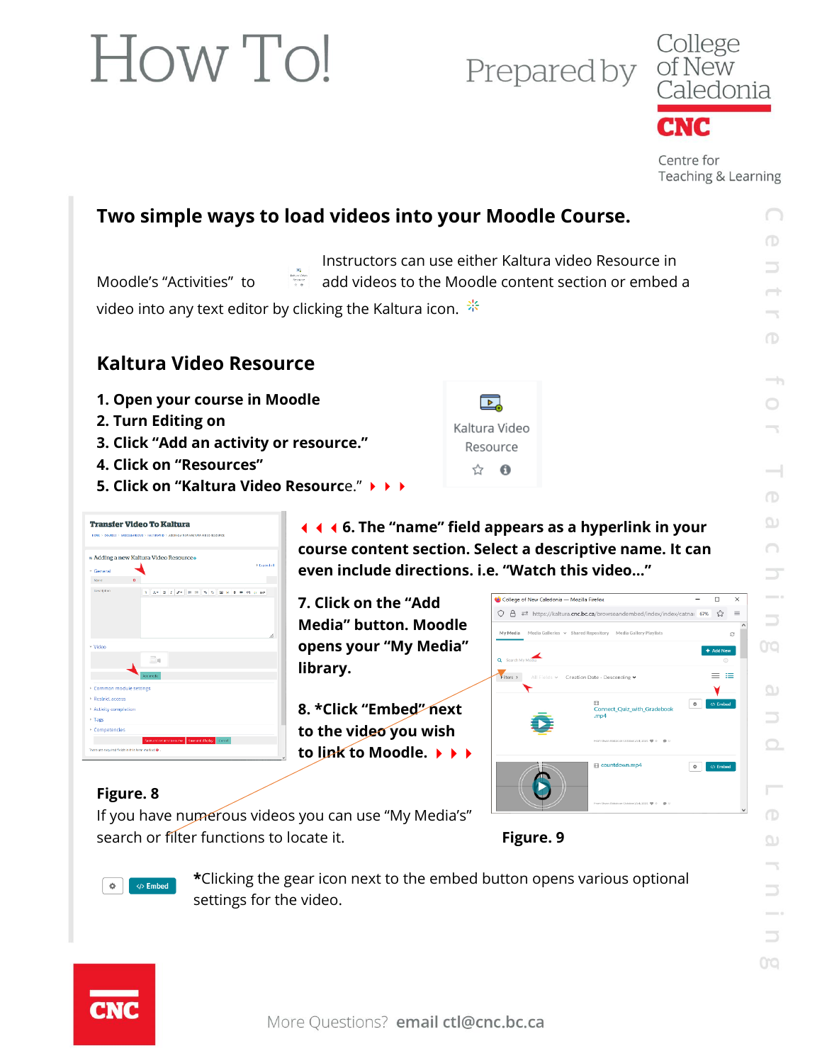# How To!

Prepared by College of New Caledonia CNC Centre for Teaching & Learning

## Two simple ways to load videos into your Moodle Course.

Instructors can use either Kaltura video Resource in Moodle's "Activities" to add videos to the Moodle content section or embed a video into any text editor by clicking the Kaltura icon.

## Kaltura Video Resource

**1. Open your course in Moodle**
**2. Turn Editing on**
**3. Click "Add an activity or resource."**
**4. Click on "Resources"**
**5. Click on "Kaltura Video Resource."**

Kaltura Video Resource

**6. The "name" field appears as a hyperlink in your course content section. Select a descriptive name. It can even include directions. i.e. "Watch this video..."**

**7. Click on the "Add Media" button. Moodle opens your "My Media" library.**

**8. *Click "Embed" next to the video you wish to link to Moodle.**

**Figure. 8**

If you have numerous videos you can use "My Media's" search or filter functions to locate it.

**Figure. 9**

*Clicking the gear icon next to the embed button opens various optional settings for the video.

More Questions? **email ctl@cnc.bc.ca**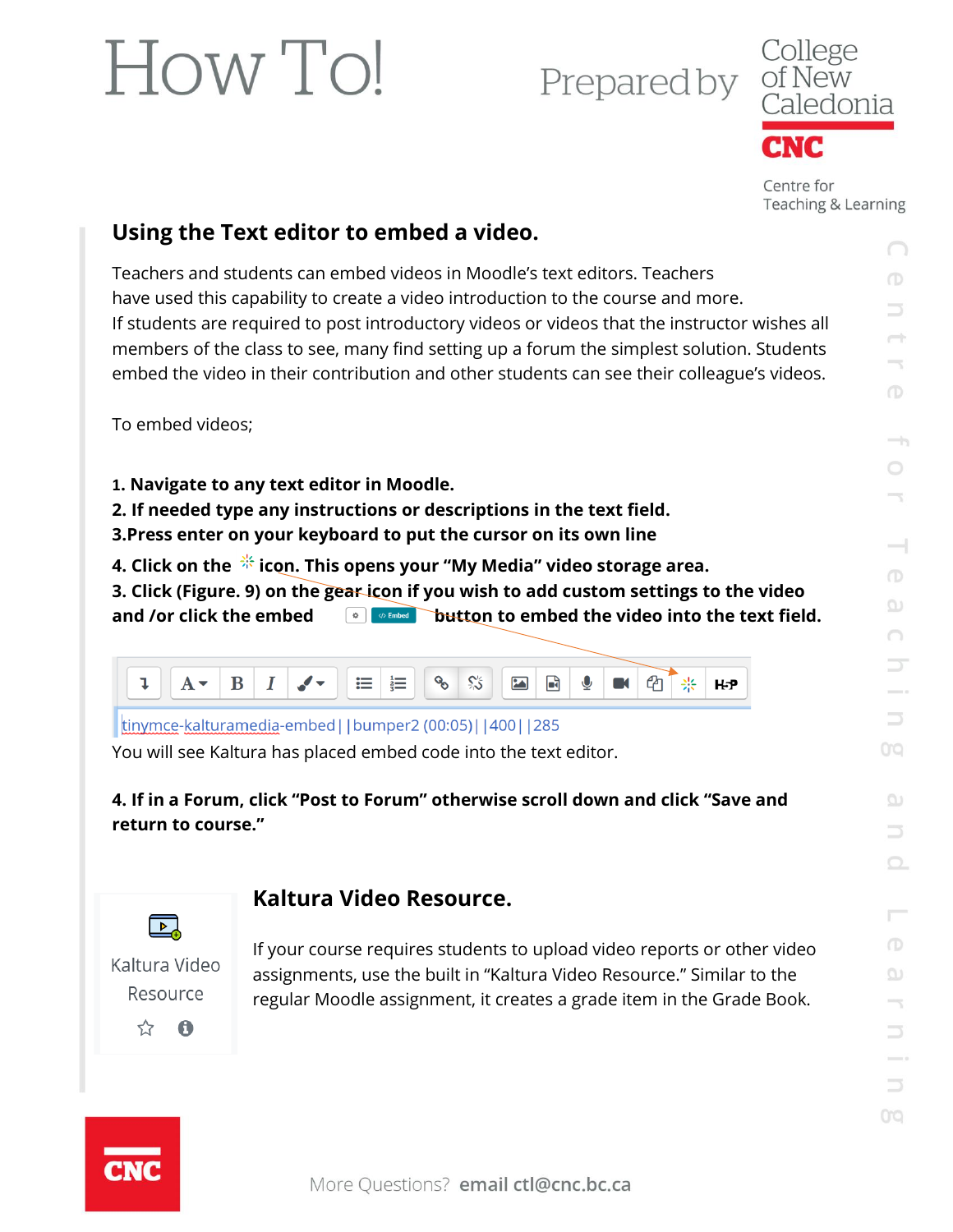## Using the Text editor to embed a video.

Teachers and students can embed videos in Moodle's text editors. Teachers have used this capability to create a video introduction to the course and more. If students are required to post introductory videos or videos that the instructor wishes all members of the class to see, many find setting up a forum the simplest solution. Students embed the video in their contribution and other students can see their colleague's videos.

To embed videos;

**1. Navigate to any text editor in Moodle.**
**2. If needed type any instructions or descriptions in the text field.**
**3.Press enter on your keyboard to put the cursor on its own line**
**4. Click on the icon. This opens your "My Media" video storage area.**
**3. Click (Figure. 9) on the gear icon if you wish to add custom settings to the video and /or click the embed button to embed the video into the text field.**

tinymce-kalturamedia-embed||bumper2 (00:05)||400||285

You will see Kaltura has placed embed code into the text editor.

**4. If in a Forum, click "Post to Forum" otherwise scroll down and click "Save and return to course."**

## Kaltura Video Resource.

Kaltura Video Resource

If your course requires students to upload video reports or other video assignments, use the built in "Kaltura Video Resource." Similar to the regular Moodle assignment, it creates a grade item in the Grade Book.

More Questions? **email ctl@cnc.bc.ca**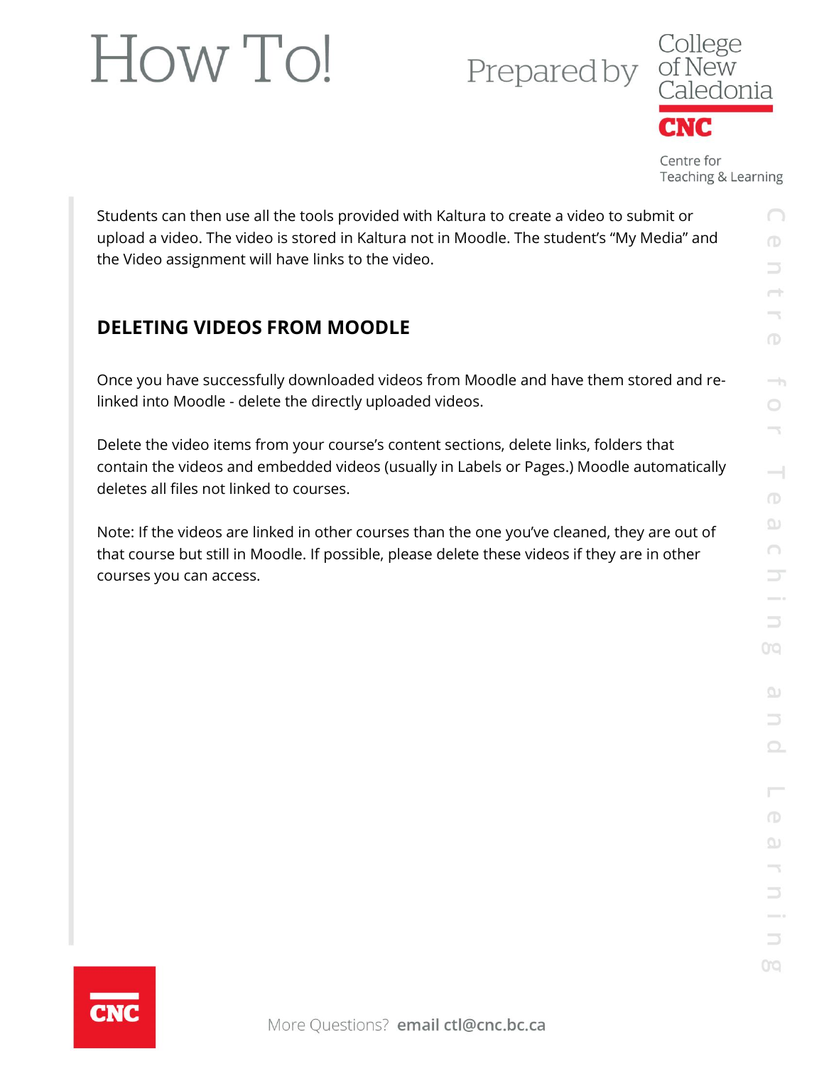Students can then use all the tools provided with Kaltura to create a video to submit or upload a video. The video is stored in Kaltura not in Moodle. The student's "My Media" and the Video assignment will have links to the video.

## DELETING VIDEOS FROM MOODLE

Once you have successfully downloaded videos from Moodle and have them stored and re-linked into Moodle - delete the directly uploaded videos.

Delete the video items from your course's content sections, delete links, folders that contain the videos and embedded videos (usually in Labels or Pages.) Moodle automatically deletes all files not linked to courses.

Note: If the videos are linked in other courses than the one you've cleaned, they are out of that course but still in Moodle. If possible, please delete these videos if they are in other courses you can access.